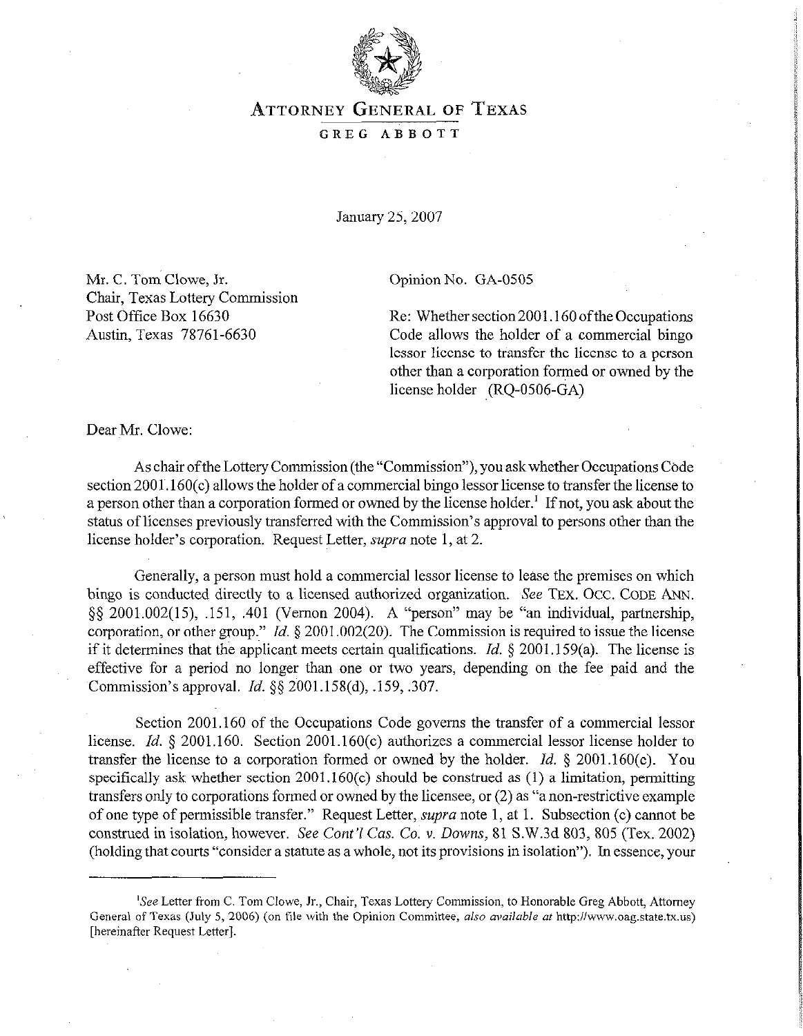# ATTORNEY GENERAL OF TEXAS

GREG ABBOTT

January 25, 2007

Mr. C. Tom Clowe, Jr.
Chair, Texas Lottery Commission
Post Office Box 16630
Austin, Texas 78761-6630

Opinion No. GA-0505

Re: Whether section 2001.160 of the Occupations Code allows the holder of a commercial bingo lessor license to transfer the license to a person other than a corporation formed or owned by the license holder (RQ-0506-GA)

Dear Mr. Clowe:

As chair of the Lottery Commission (the "Commission"), you ask whether Occupations Code section 2001.160(c) allows the holder of a commercial bingo lessor license to transfer the license to a person other than a corporation formed or owned by the license holder.[1] If not, you ask about the status of licenses previously transferred with the Commission's approval to persons other than the license holder's corporation. Request Letter, *supra* note 1, at 2.

Generally, a person must hold a commercial lessor license to lease the premises on which bingo is conducted directly to a licensed authorized organization. *See* TEX. OCC. CODE ANN. §§ 2001.002(15), .151, .401 (Vernon 2004). A "person" may be "an individual, partnership, corporation, or other group." *Id.* § 2001.002(20). The Commission is required to issue the license if it determines that the applicant meets certain qualifications. *Id.* § 2001.159(a). The license is effective for a period no longer than one or two years, depending on the fee paid and the Commission's approval. *Id.* §§ 2001.158(d), .159, .307.

Section 2001.160 of the Occupations Code governs the transfer of a commercial lessor license. *Id.* § 2001.160. Section 2001.160(c) authorizes a commercial lessor license holder to transfer the license to a corporation formed or owned by the holder. *Id.* § 2001.160(c). You specifically ask whether section 2001.160(c) should be construed as (1) a limitation, permitting transfers only to corporations formed or owned by the licensee, or (2) as "a non-restrictive example of one type of permissible transfer." Request Letter, *supra* note 1, at 1. Subsection (c) cannot be construed in isolation, however. *See Cont'l Cas. Co. v. Downs*, 81 S.W.3d 803, 805 (Tex. 2002) (holding that courts "consider a statute as a whole, not its provisions in isolation"). In essence, your

---

[1] *See* Letter from C. Tom Clowe, Jr., Chair, Texas Lottery Commission, to Honorable Greg Abbott, Attorney General of Texas (July 5, 2006) (on file with the Opinion Committee, *also available at* http://www.oag.state.tx.us) [hereinafter Request Letter].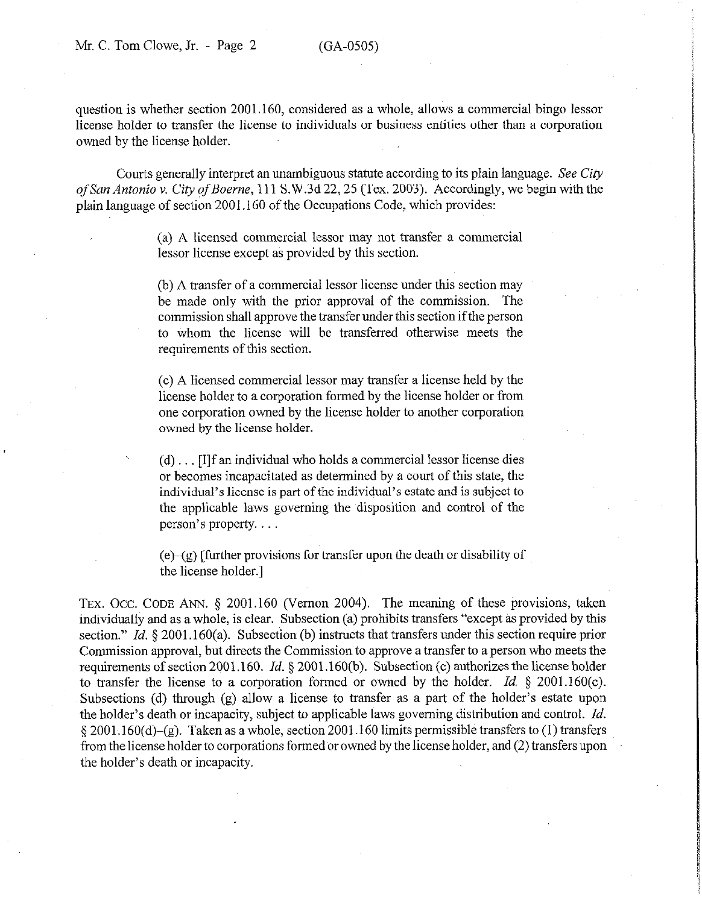question is whether section 2001.160, considered as a whole, allows a commercial bingo lessor license holder to transfer the license to individuals or business entities other than a corporation owned by the license holder.

Courts generally interpret an unambiguous statute according to its plain language. *See City of San Antonio v. City of Boerne*, 111 S.W.3d 22, 25 (Tex. 2003). Accordingly, we begin with the plain language of section 2001.160 of the Occupations Code, which provides:

> (a) A licensed commercial lessor may not transfer a commercial lessor license except as provided by this section.
>
> (b) A transfer of a commercial lessor license under this section may be made only with the prior approval of the commission. The commission shall approve the transfer under this section if the person to whom the license will be transferred otherwise meets the requirements of this section.
>
> (c) A licensed commercial lessor may transfer a license held by the license holder to a corporation formed by the license holder or from one corporation owned by the license holder to another corporation owned by the license holder.
>
> (d) . . . [I]f an individual who holds a commercial lessor license dies or becomes incapacitated as determined by a court of this state, the individual's license is part of the individual's estate and is subject to the applicable laws governing the disposition and control of the person's property. . . .
>
> (e)–(g) [further provisions for transfer upon the death or disability of the license holder.]

TEX. OCC. CODE ANN. § 2001.160 (Vernon 2004). The meaning of these provisions, taken individually and as a whole, is clear. Subsection (a) prohibits transfers "except as provided by this section." *Id.* § 2001.160(a). Subsection (b) instructs that transfers under this section require prior Commission approval, but directs the Commission to approve a transfer to a person who meets the requirements of section 2001.160. *Id.* § 2001.160(b). Subsection (c) authorizes the license holder to transfer the license to a corporation formed or owned by the holder. *Id.* § 2001.160(c). Subsections (d) through (g) allow a license to transfer as a part of the holder's estate upon the holder's death or incapacity, subject to applicable laws governing distribution and control. *Id.* § 2001.160(d)–(g). Taken as a whole, section 2001.160 limits permissible transfers to (1) transfers from the license holder to corporations formed or owned by the license holder, and (2) transfers upon the holder's death or incapacity.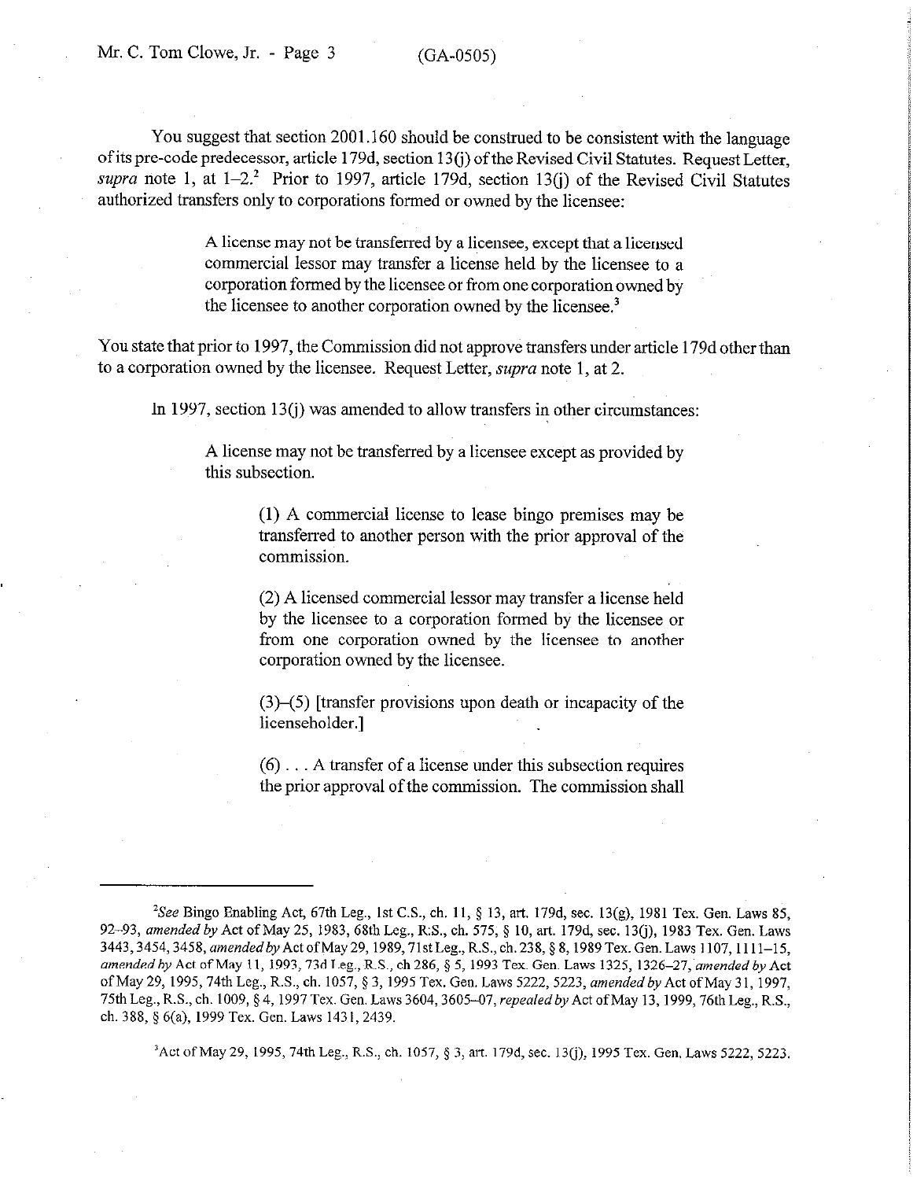You suggest that section 2001.160 should be construed to be consistent with the language of its pre-code predecessor, article 179d, section 13(j) of the Revised Civil Statutes. Request Letter, *supra* note 1, at 1–2.[2] Prior to 1997, article 179d, section 13(j) of the Revised Civil Statutes authorized transfers only to corporations formed or owned by the licensee:

> A license may not be transferred by a licensee, except that a licensed commercial lessor may transfer a license held by the licensee to a corporation formed by the licensee or from one corporation owned by the licensee to another corporation owned by the licensee.[3]

You state that prior to 1997, the Commission did not approve transfers under article 179d other than to a corporation owned by the licensee. Request Letter, *supra* note 1, at 2.

In 1997, section 13(j) was amended to allow transfers in other circumstances:

> A license may not be transferred by a licensee except as provided by this subsection.
>
> > (1) A commercial license to lease bingo premises may be transferred to another person with the prior approval of the commission.
> >
> > (2) A licensed commercial lessor may transfer a license held by the licensee to a corporation formed by the licensee or from one corporation owned by the licensee to another corporation owned by the licensee.
> >
> > (3)–(5) [transfer provisions upon death or incapacity of the licenseholder.]
> >
> > (6) . . . A transfer of a license under this subsection requires the prior approval of the commission. The commission shall

---

[2]*See* Bingo Enabling Act, 67th Leg., 1st C.S., ch. 11, § 13, art. 179d, sec. 13(g), 1981 Tex. Gen. Laws 85, 92–93, *amended by* Act of May 25, 1983, 68th Leg., R.S., ch. 575, § 10, art. 179d, sec. 13(j), 1983 Tex. Gen. Laws 3443, 3454, 3458, *amended by* Act of May 29, 1989, 71st Leg., R.S., ch. 238, § 8, 1989 Tex. Gen. Laws 1107, 1111–15, *amended by* Act of May 11, 1993, 73d Leg., R.S., ch 286, § 5, 1993 Tex. Gen. Laws 1325, 1326–27, *amended by* Act of May 29, 1995, 74th Leg., R.S., ch. 1057, § 3, 1995 Tex. Gen. Laws 5222, 5223, *amended by* Act of May 31, 1997, 75th Leg., R.S., ch. 1009, § 4, 1997 Tex. Gen. Laws 3604, 3605–07, *repealed by* Act of May 13, 1999, 76th Leg., R.S., ch. 388, § 6(a), 1999 Tex. Gen. Laws 1431, 2439.

[3]Act of May 29, 1995, 74th Leg., R.S., ch. 1057, § 3, art. 179d, sec. 13(j), 1995 Tex. Gen. Laws 5222, 5223.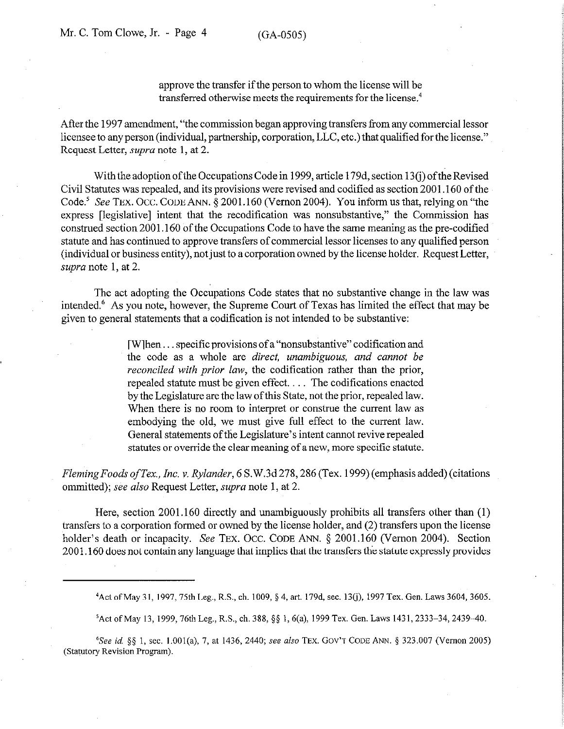> approve the transfer if the person to whom the license will be transferred otherwise meets the requirements for the license.[4]

After the 1997 amendment, "the commission began approving transfers from any commercial lessor licensee to any person (individual, partnership, corporation, LLC, etc.) that qualified for the license." Request Letter, *supra* note 1, at 2.

With the adoption of the Occupations Code in 1999, article 179d, section 13(j) of the Revised Civil Statutes was repealed, and its provisions were revised and codified as section 2001.160 of the Code.[5] *See* TEX. OCC. CODE ANN. § 2001.160 (Vernon 2004). You inform us that, relying on "the express [legislative] intent that the recodification was nonsubstantive," the Commission has construed section 2001.160 of the Occupations Code to have the same meaning as the pre-codified statute and has continued to approve transfers of commercial lessor licenses to any qualified person (individual or business entity), not just to a corporation owned by the license holder. Request Letter, *supra* note 1, at 2.

The act adopting the Occupations Code states that no substantive change in the law was intended.[6] As you note, however, the Supreme Court of Texas has limited the effect that may be given to general statements that a codification is not intended to be substantive:

> [W]hen . . . specific provisions of a "nonsubstantive" codification and the code as a whole are *direct, unambiguous, and cannot be reconciled with prior law*, the codification rather than the prior, repealed statute must be given effect. . . . The codifications enacted by the Legislature are the law of this State, not the prior, repealed law. When there is no room to interpret or construe the current law as embodying the old, we must give full effect to the current law. General statements of the Legislature's intent cannot revive repealed statutes or override the clear meaning of a new, more specific statute.

*Fleming Foods of Tex., Inc. v. Rylander*, 6 S.W.3d 278, 286 (Tex. 1999) (emphasis added) (citations ommitted); *see also* Request Letter, *supra* note 1, at 2.

Here, section 2001.160 directly and unambiguously prohibits all transfers other than (1) transfers to a corporation formed or owned by the license holder, and (2) transfers upon the license holder's death or incapacity. *See* TEX. OCC. CODE ANN. § 2001.160 (Vernon 2004). Section 2001.160 does not contain any language that implies that the transfers the statute expressly provides

---

[4]Act of May 31, 1997, 75th Leg., R.S., ch. 1009, § 4, art. 179d, sec. 13(j), 1997 Tex. Gen. Laws 3604, 3605.

[5]Act of May 13, 1999, 76th Leg., R.S., ch. 388, §§ 1, 6(a), 1999 Tex. Gen. Laws 1431, 2333–34, 2439–40.

[6]*See id.* §§ 1, sec. 1.001(a), 7, at 1436, 2440; *see also* TEX. GOV'T CODE ANN. § 323.007 (Vernon 2005) (Statutory Revision Program).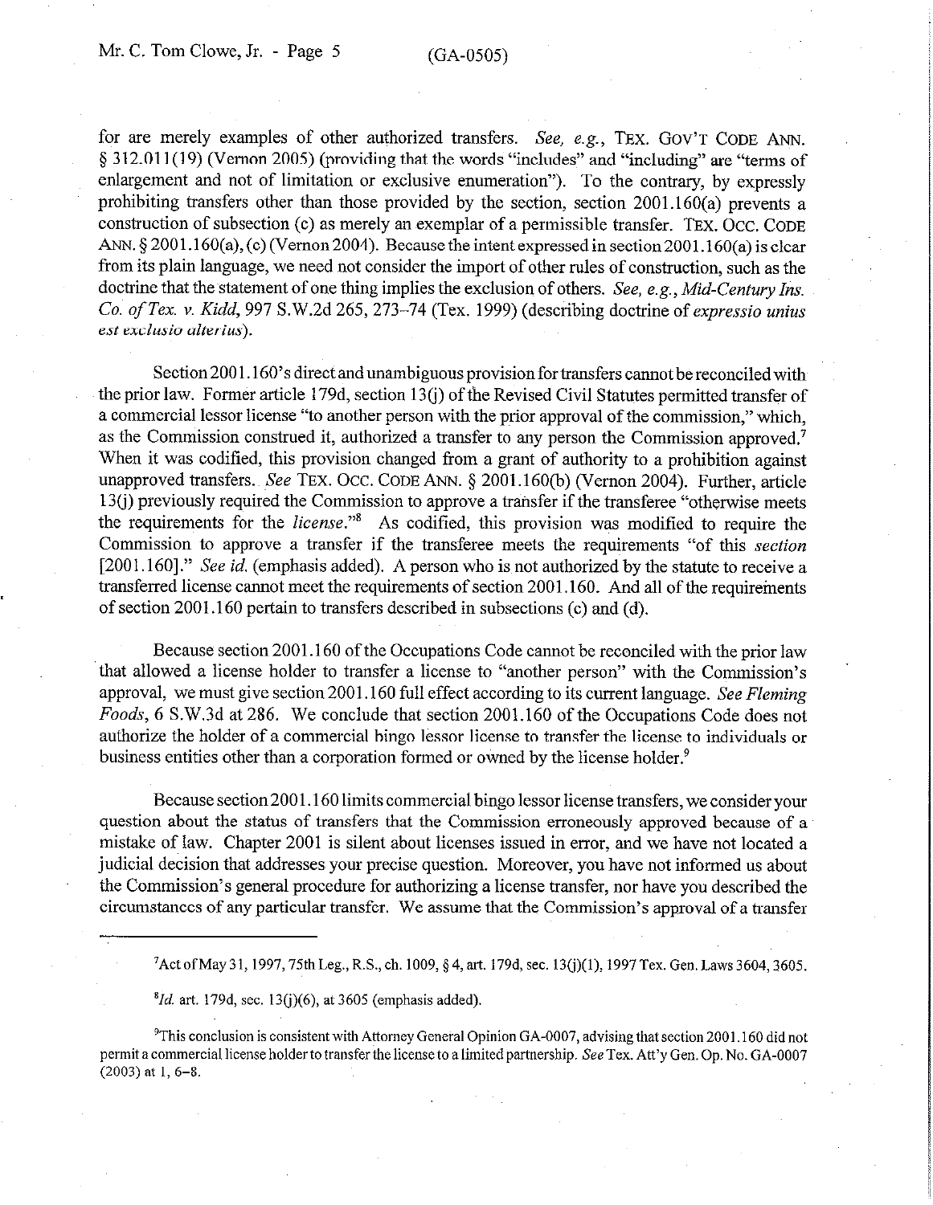for are merely examples of other authorized transfers. *See, e.g.*, TEX. GOV'T CODE ANN. § 312.011(19) (Vernon 2005) (providing that the words "includes" and "including" are "terms of enlargement and not of limitation or exclusive enumeration"). To the contrary, by expressly prohibiting transfers other than those provided by the section, section 2001.160(a) prevents a construction of subsection (c) as merely an exemplar of a permissible transfer. TEX. OCC. CODE ANN. § 2001.160(a), (c) (Vernon 2004). Because the intent expressed in section 2001.160(a) is clear from its plain language, we need not consider the import of other rules of construction, such as the doctrine that the statement of one thing implies the exclusion of others. *See, e.g.*, *Mid-Century Ins. Co. of Tex. v. Kidd*, 997 S.W.2d 265, 273–74 (Tex. 1999) (describing doctrine of *expressio unius est exclusio alterius*).

Section 2001.160's direct and unambiguous provision for transfers cannot be reconciled with the prior law. Former article 179d, section 13(j) of the Revised Civil Statutes permitted transfer of a commercial lessor license "to another person with the prior approval of the commission," which, as the Commission construed it, authorized a transfer to any person the Commission approved.[7] When it was codified, this provision changed from a grant of authority to a prohibition against unapproved transfers. *See* TEX. OCC. CODE ANN. § 2001.160(b) (Vernon 2004). Further, article 13(j) previously required the Commission to approve a transfer if the transferee "otherwise meets the requirements for the *license*."[8] As codified, this provision was modified to require the Commission to approve a transfer if the transferee meets the requirements "of this *section* [2001.160]." *See id.* (emphasis added). A person who is not authorized by the statute to receive a transferred license cannot meet the requirements of section 2001.160. And all of the requirements of section 2001.160 pertain to transfers described in subsections (c) and (d).

Because section 2001.160 of the Occupations Code cannot be reconciled with the prior law that allowed a license holder to transfer a license to "another person" with the Commission's approval, we must give section 2001.160 full effect according to its current language. *See Fleming Foods*, 6 S.W.3d at 286. We conclude that section 2001.160 of the Occupations Code does not authorize the holder of a commercial bingo lessor license to transfer the license to individuals or business entities other than a corporation formed or owned by the license holder.[9]

Because section 2001.160 limits commercial bingo lessor license transfers, we consider your question about the status of transfers that the Commission erroneously approved because of a mistake of law. Chapter 2001 is silent about licenses issued in error, and we have not located a judicial decision that addresses your precise question. Moreover, you have not informed us about the Commission's general procedure for authorizing a license transfer, nor have you described the circumstances of any particular transfer. We assume that the Commission's approval of a transfer

---

[7] Act of May 31, 1997, 75th Leg., R.S., ch. 1009, § 4, art. 179d, sec. 13(j)(1), 1997 Tex. Gen. Laws 3604, 3605.

[8] *Id.* art. 179d, sec. 13(j)(6), at 3605 (emphasis added).

[9] This conclusion is consistent with Attorney General Opinion GA-0007, advising that section 2001.160 did not permit a commercial license holder to transfer the license to a limited partnership. *See* Tex. Att'y Gen. Op. No. GA-0007 (2003) at 1, 6–8.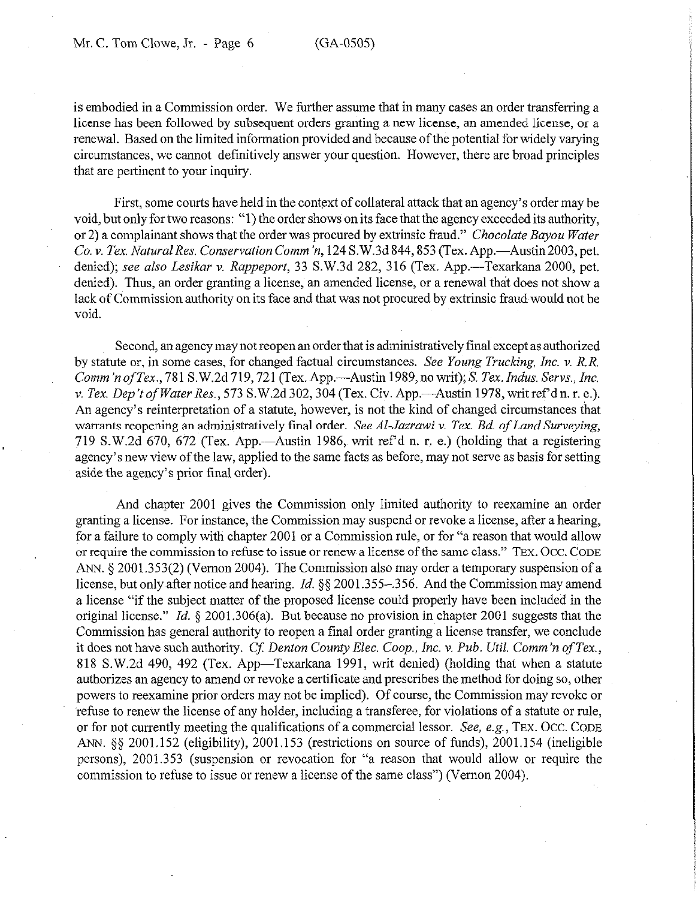is embodied in a Commission order. We further assume that in many cases an order transferring a license has been followed by subsequent orders granting a new license, an amended license, or a renewal. Based on the limited information provided and because of the potential for widely varying circumstances, we cannot definitively answer your question. However, there are broad principles that are pertinent to your inquiry.

First, some courts have held in the context of collateral attack that an agency's order may be void, but only for two reasons: "1) the order shows on its face that the agency exceeded its authority, or 2) a complainant shows that the order was procured by extrinsic fraud." *Chocolate Bayou Water Co. v. Tex. Natural Res. Conservation Comm'n*, 124 S.W.3d 844, 853 (Tex. App.—Austin 2003, pet. denied); *see also Lesikar v. Rappeport*, 33 S.W.3d 282, 316 (Tex. App.—Texarkana 2000, pet. denied). Thus, an order granting a license, an amended license, or a renewal that does not show a lack of Commission authority on its face and that was not procured by extrinsic fraud would not be void.

Second, an agency may not reopen an order that is administratively final except as authorized by statute or, in some cases, for changed factual circumstances. *See Young Trucking, Inc. v. R.R. Comm'n of Tex.*, 781 S.W.2d 719, 721 (Tex. App.—Austin 1989, no writ); *S. Tex. Indus. Servs., Inc. v. Tex. Dep't of Water Res.*, 573 S.W.2d 302, 304 (Tex. Civ. App.—Austin 1978, writ ref'd n. r. e.). An agency's reinterpretation of a statute, however, is not the kind of changed circumstances that warrants reopening an administratively final order. *See Al-Jazrawi v. Tex. Bd. of Land Surveying*, 719 S.W.2d 670, 672 (Tex. App.—Austin 1986, writ ref'd n. r. e.) (holding that a registering agency's new view of the law, applied to the same facts as before, may not serve as basis for setting aside the agency's prior final order).

And chapter 2001 gives the Commission only limited authority to reexamine an order granting a license. For instance, the Commission may suspend or revoke a license, after a hearing, for a failure to comply with chapter 2001 or a Commission rule, or for "a reason that would allow or require the commission to refuse to issue or renew a license of the same class." TEX. OCC. CODE ANN. § 2001.353(2) (Vernon 2004). The Commission also may order a temporary suspension of a license, but only after notice and hearing. *Id.* §§ 2001.355–.356. And the Commission may amend a license "if the subject matter of the proposed license could properly have been included in the original license." *Id.* § 2001.306(a). But because no provision in chapter 2001 suggests that the Commission has general authority to reopen a final order granting a license transfer, we conclude it does not have such authority. *Cf. Denton County Elec. Coop., Inc. v. Pub. Util. Comm'n of Tex.*, 818 S.W.2d 490, 492 (Tex. App—Texarkana 1991, writ denied) (holding that when a statute authorizes an agency to amend or revoke a certificate and prescribes the method for doing so, other powers to reexamine prior orders may not be implied). Of course, the Commission may revoke or refuse to renew the license of any holder, including a transferee, for violations of a statute or rule, or for not currently meeting the qualifications of a commercial lessor. *See, e.g.*, TEX. OCC. CODE ANN. §§ 2001.152 (eligibility), 2001.153 (restrictions on source of funds), 2001.154 (ineligible persons), 2001.353 (suspension or revocation for "a reason that would allow or require the commission to refuse to issue or renew a license of the same class") (Vernon 2004).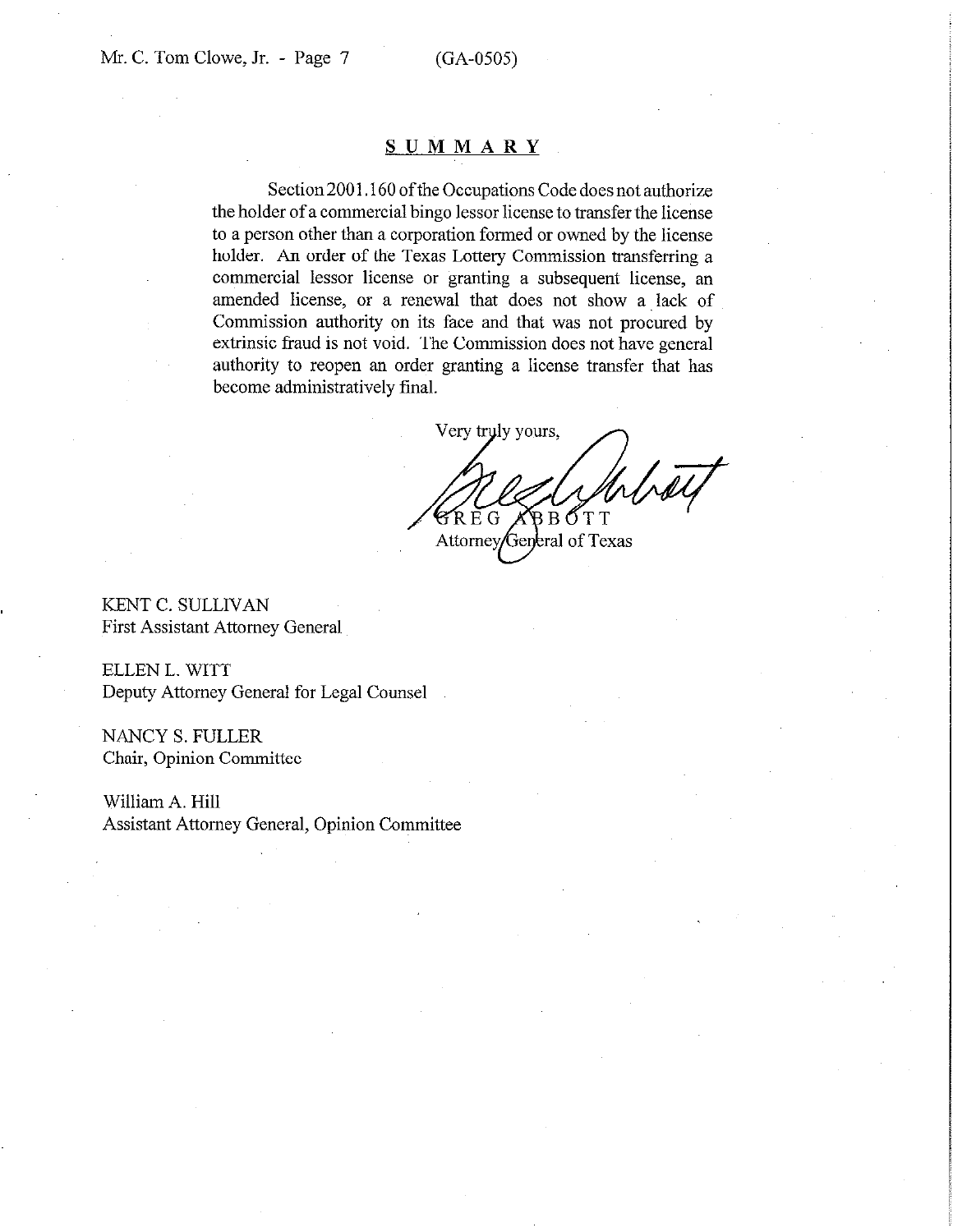## SUMMARY

Section 2001.160 of the Occupations Code does not authorize the holder of a commercial bingo lessor license to transfer the license to a person other than a corporation formed or owned by the license holder. An order of the Texas Lottery Commission transferring a commercial lessor license or granting a subsequent license, an amended license, or a renewal that does not show a lack of Commission authority on its face and that was not procured by extrinsic fraud is not void. The Commission does not have general authority to reopen an order granting a license transfer that has become administratively final.

Very truly yours,

GREG ABBOTT
Attorney General of Texas

KENT C. SULLIVAN
First Assistant Attorney General

ELLEN L. WITT
Deputy Attorney General for Legal Counsel

NANCY S. FULLER
Chair, Opinion Committee

William A. Hill
Assistant Attorney General, Opinion Committee